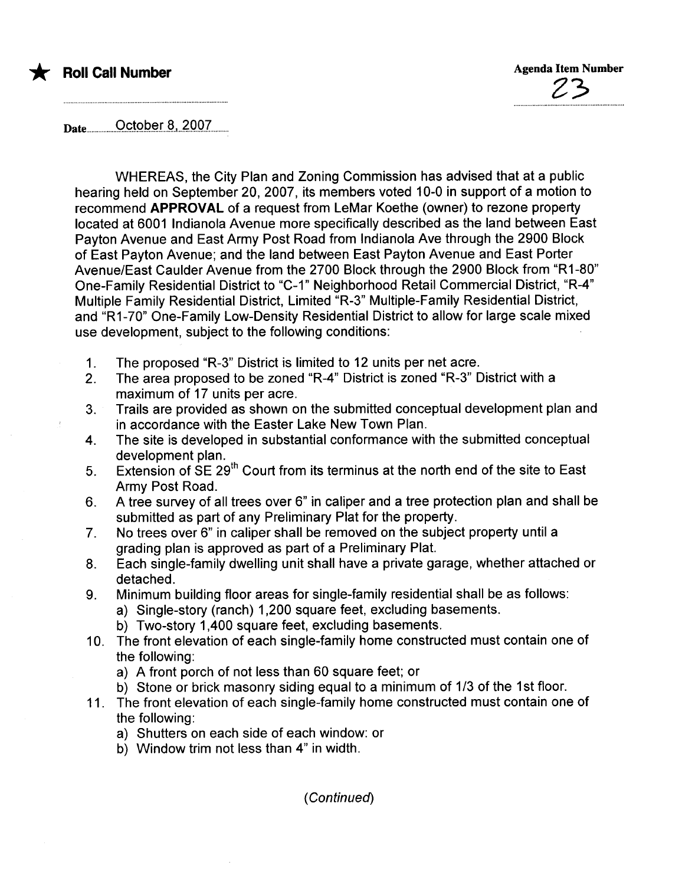★ **Roll Call Number**

**Agenda Item Number**
23

Date October 8, 2007

WHEREAS, the City Plan and Zoning Commission has advised that at a public hearing held on September 20, 2007, its members voted 10-0 in support of a motion to recommend **APPROVAL** of a request from LeMar Koethe (owner) to rezone property located at 6001 Indianola Avenue more specifically described as the land between East Payton Avenue and East Army Post Road from Indianola Ave through the 2900 Block of East Payton Avenue; and the land between East Payton Avenue and East Porter Avenue/East Caulder Avenue from the 2700 Block through the 2900 Block from "R1-80" One-Family Residential District to "C-1" Neighborhood Retail Commercial District, "R-4" Multiple Family Residential District, Limited "R-3" Multiple-Family Residential District, and "R1-70" One-Family Low-Density Residential District to allow for large scale mixed use development, subject to the following conditions:

1. The proposed "R-3" District is limited to 12 units per net acre.
2. The area proposed to be zoned "R-4" District is zoned "R-3" District with a maximum of 17 units per acre.
3. Trails are provided as shown on the submitted conceptual development plan and in accordance with the Easter Lake New Town Plan.
4. The site is developed in substantial conformance with the submitted conceptual development plan.
5. Extension of SE 29th Court from its terminus at the north end of the site to East Army Post Road.
6. A tree survey of all trees over 6" in caliper and a tree protection plan and shall be submitted as part of any Preliminary Plat for the property.
7. No trees over 6" in caliper shall be removed on the subject property until a grading plan is approved as part of a Preliminary Plat.
8. Each single-family dwelling unit shall have a private garage, whether attached or detached.
9. Minimum building floor areas for single-family residential shall be as follows:
   a) Single-story (ranch) 1,200 square feet, excluding basements.
   b) Two-story 1,400 square feet, excluding basements.
10. The front elevation of each single-family home constructed must contain one of the following:
    a) A front porch of not less than 60 square feet; or
    b) Stone or brick masonry siding equal to a minimum of 1/3 of the 1st floor.
11. The front elevation of each single-family home constructed must contain one of the following:
    a) Shutters on each side of each window: or
    b) Window trim not less than 4" in width.

*(Continued)*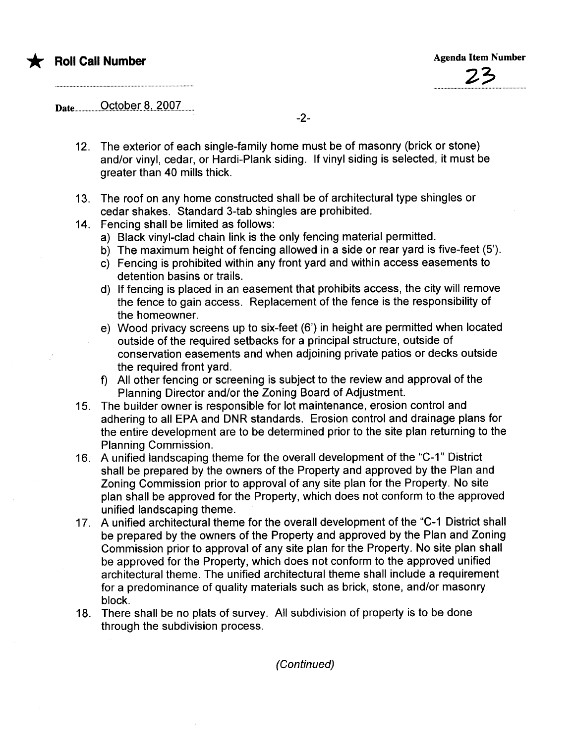★ **Roll Call Number**

**Agenda Item Number**

23

Date October 8, 2007

12. The exterior of each single-family home must be of masonry (brick or stone) and/or vinyl, cedar, or Hardi-Plank siding. If vinyl siding is selected, it must be greater than 40 mills thick.

13. The roof on any home constructed shall be of architectural type shingles or cedar shakes. Standard 3-tab shingles are prohibited.

14. Fencing shall be limited as follows:
    a) Black vinyl-clad chain link is the only fencing material permitted.
    b) The maximum height of fencing allowed in a side or rear yard is five-feet (5').
    c) Fencing is prohibited within any front yard and within access easements to detention basins or trails.
    d) If fencing is placed in an easement that prohibits access, the city will remove the fence to gain access. Replacement of the fence is the responsibility of the homeowner.
    e) Wood privacy screens up to six-feet (6') in height are permitted when located outside of the required setbacks for a principal structure, outside of conservation easements and when adjoining private patios or decks outside the required front yard.
    f) All other fencing or screening is subject to the review and approval of the Planning Director and/or the Zoning Board of Adjustment.

15. The builder owner is responsible for lot maintenance, erosion control and adhering to all EPA and DNR standards. Erosion control and drainage plans for the entire development are to be determined prior to the site plan returning to the Planning Commission.

16. A unified landscaping theme for the overall development of the "C-1" District shall be prepared by the owners of the Property and approved by the Plan and Zoning Commission prior to approval of any site plan for the Property. No site plan shall be approved for the Property, which does not conform to the approved unified landscaping theme.

17. A unified architectural theme for the overall development of the "C-1 District shall be prepared by the owners of the Property and approved by the Plan and Zoning Commission prior to approval of any site plan for the Property. No site plan shall be approved for the Property, which does not conform to the approved unified architectural theme. The unified architectural theme shall include a requirement for a predominance of quality materials such as brick, stone, and/or masonry block.

18. There shall be no plats of survey. All subdivision of property is to be done through the subdivision process.

*(Continued)*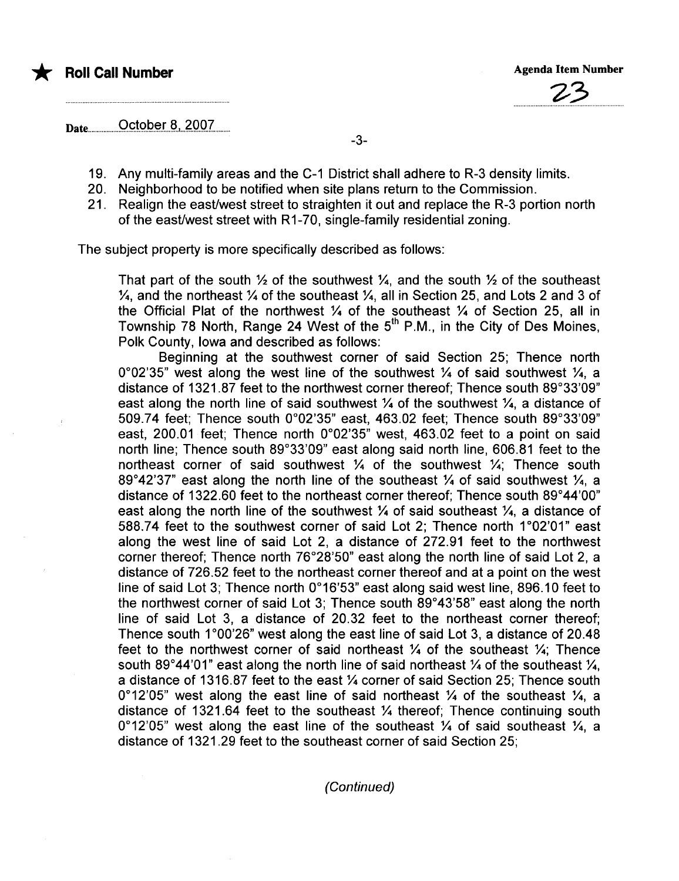★ **Roll Call Number**

**Agenda Item Number**

23

Date October 8, 2007

-3-

19. Any multi-family areas and the C-1 District shall adhere to R-3 density limits.
20. Neighborhood to be notified when site plans return to the Commission.
21. Realign the east/west street to straighten it out and replace the R-3 portion north of the east/west street with R1-70, single-family residential zoning.

The subject property is more specifically described as follows:

> That part of the south ½ of the southwest ¼, and the south ½ of the southeast ¼, and the northeast ¼ of the southeast ¼, all in Section 25, and Lots 2 and 3 of the Official Plat of the northwest ¼ of the southeast ¼ of Section 25, all in Township 78 North, Range 24 West of the 5th P.M., in the City of Des Moines, Polk County, Iowa and described as follows:
>
> Beginning at the southwest corner of said Section 25; Thence north 0°02'35" west along the west line of the southwest ¼ of said southwest ¼, a distance of 1321.87 feet to the northwest corner thereof; Thence south 89°33'09" east along the north line of said southwest ¼ of the southwest ¼, a distance of 509.74 feet; Thence south 0°02'35" east, 463.02 feet; Thence south 89°33'09" east, 200.01 feet; Thence north 0°02'35" west, 463.02 feet to a point on said north line; Thence south 89°33'09" east along said north line, 606.81 feet to the northeast corner of said southwest ¼ of the southwest ¼; Thence south 89°42'37" east along the north line of the southeast ¼ of said southwest ¼, a distance of 1322.60 feet to the northeast corner thereof; Thence south 89°44'00" east along the north line of the southwest ¼ of said southeast ¼, a distance of 588.74 feet to the southwest corner of said Lot 2; Thence north 1°02'01" east along the west line of said Lot 2, a distance of 272.91 feet to the northwest corner thereof; Thence north 76°28'50" east along the north line of said Lot 2, a distance of 726.52 feet to the northeast corner thereof and at a point on the west line of said Lot 3; Thence north 0°16'53" east along said west line, 896.10 feet to the northwest corner of said Lot 3; Thence south 89°43'58" east along the north line of said Lot 3, a distance of 20.32 feet to the northeast corner thereof; Thence south 1°00'26" west along the east line of said Lot 3, a distance of 20.48 feet to the northwest corner of said northeast ¼ of the southeast ¼; Thence south 89°44'01" east along the north line of said northeast ¼ of the southeast ¼, a distance of 1316.87 feet to the east ¼ corner of said Section 25; Thence south 0°12'05" west along the east line of said northeast ¼ of the southeast ¼, a distance of 1321.64 feet to the southeast ¼ thereof; Thence continuing south 0°12'05" west along the east line of the southeast ¼ of said southeast ¼, a distance of 1321.29 feet to the southeast corner of said Section 25;

*(Continued)*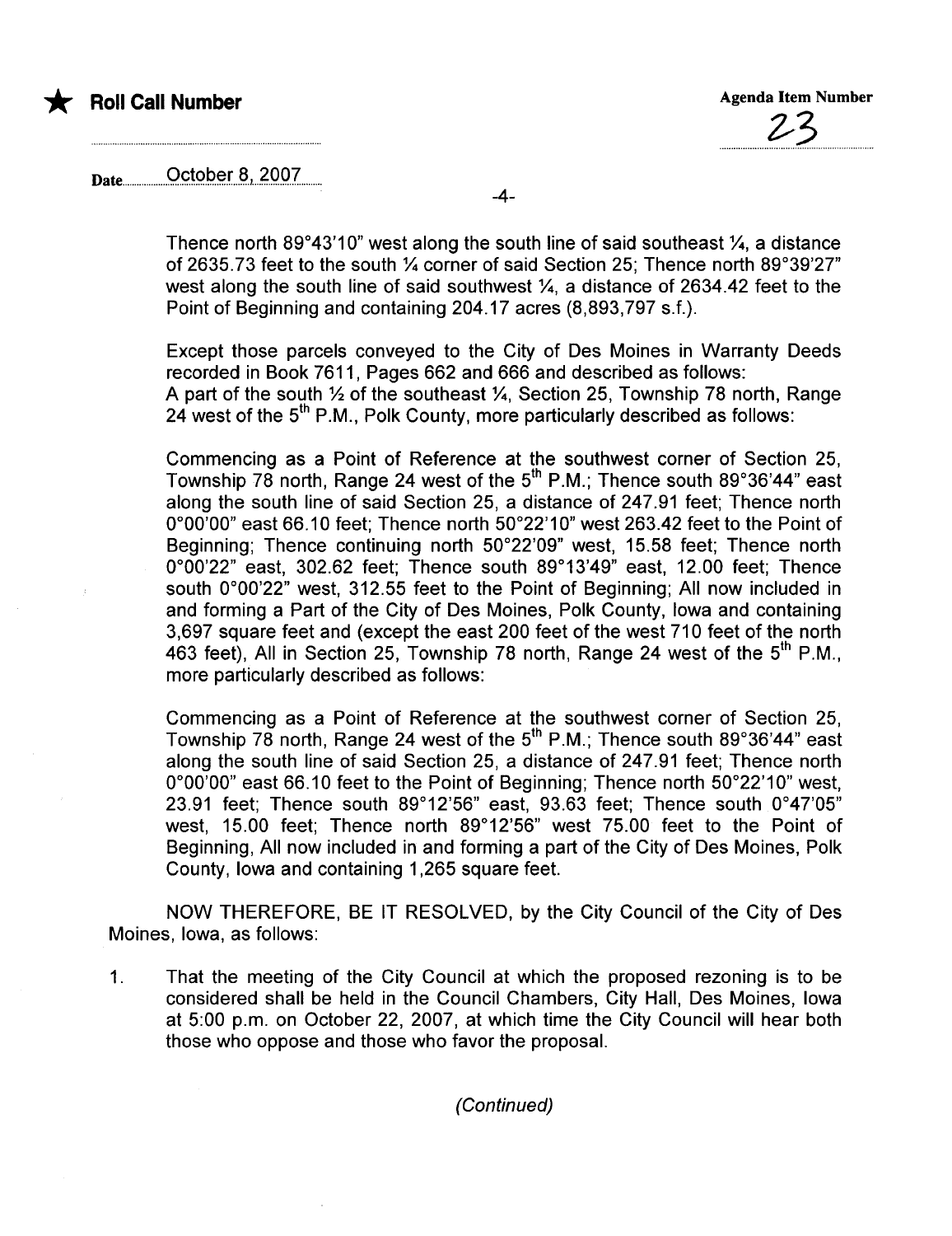★ **Roll Call Number**

**Agenda Item Number**

23

Date October 8, 2007

Thence north 89°43'10" west along the south line of said southeast ¼, a distance of 2635.73 feet to the south ¼ corner of said Section 25; Thence north 89°39'27" west along the south line of said southwest ¼, a distance of 2634.42 feet to the Point of Beginning and containing 204.17 acres (8,893,797 s.f.).

Except those parcels conveyed to the City of Des Moines in Warranty Deeds recorded in Book 7611, Pages 662 and 666 and described as follows:
A part of the south ½ of the southeast ¼, Section 25, Township 78 north, Range 24 west of the 5th P.M., Polk County, more particularly described as follows:

Commencing as a Point of Reference at the southwest corner of Section 25, Township 78 north, Range 24 west of the 5th P.M.; Thence south 89°36'44" east along the south line of said Section 25, a distance of 247.91 feet; Thence north 0°00'00" east 66.10 feet; Thence north 50°22'10" west 263.42 feet to the Point of Beginning; Thence continuing north 50°22'09" west, 15.58 feet; Thence north 0°00'22" east, 302.62 feet; Thence south 89°13'49" east, 12.00 feet; Thence south 0°00'22" west, 312.55 feet to the Point of Beginning; All now included in and forming a Part of the City of Des Moines, Polk County, Iowa and containing 3,697 square feet and (except the east 200 feet of the west 710 feet of the north 463 feet), All in Section 25, Township 78 north, Range 24 west of the 5th P.M., more particularly described as follows:

Commencing as a Point of Reference at the southwest corner of Section 25, Township 78 north, Range 24 west of the 5th P.M.; Thence south 89°36'44" east along the south line of said Section 25, a distance of 247.91 feet; Thence north 0°00'00" east 66.10 feet to the Point of Beginning; Thence north 50°22'10" west, 23.91 feet; Thence south 89°12'56" east, 93.63 feet; Thence south 0°47'05" west, 15.00 feet; Thence north 89°12'56" west 75.00 feet to the Point of Beginning, All now included in and forming a part of the City of Des Moines, Polk County, Iowa and containing 1,265 square feet.

NOW THEREFORE, BE IT RESOLVED, by the City Council of the City of Des Moines, Iowa, as follows:

1. That the meeting of the City Council at which the proposed rezoning is to be considered shall be held in the Council Chambers, City Hall, Des Moines, Iowa at 5:00 p.m. on October 22, 2007, at which time the City Council will hear both those who oppose and those who favor the proposal.

*(Continued)*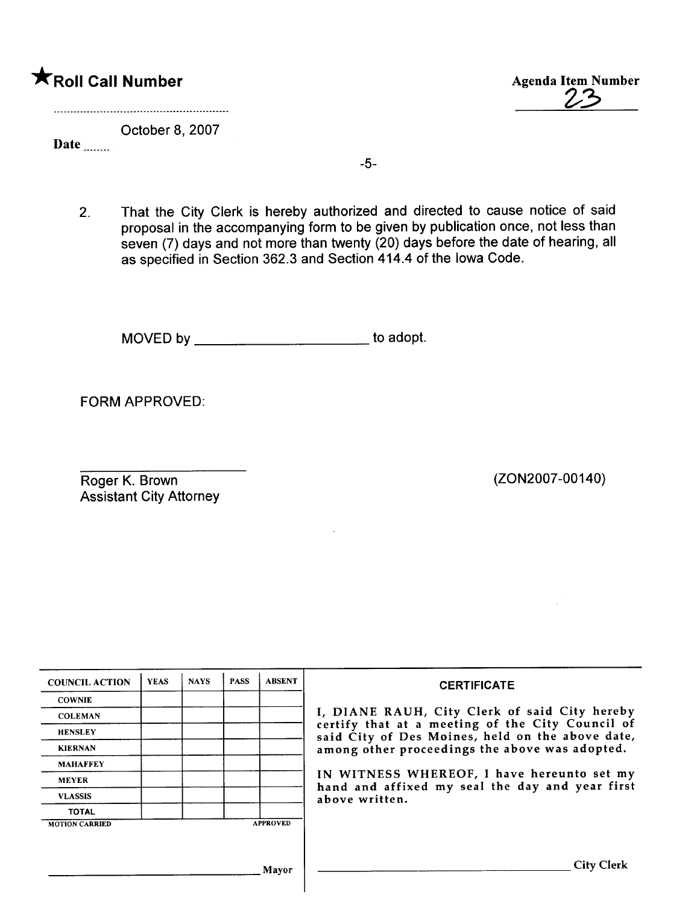★**Roll Call Number**

**Agenda Item Number**
23

Date October 8, 2007

2. That the City Clerk is hereby authorized and directed to cause notice of said proposal in the accompanying form to be given by publication once, not less than seven (7) days and not more than twenty (20) days before the date of hearing, all as specified in Section 362.3 and Section 414.4 of the Iowa Code.

MOVED by ______________________ to adopt.

FORM APPROVED:

______________________
Roger K. Brown
Assistant City Attorney

(ZON2007-00140)

| COUNCIL ACTION | YEAS | NAYS | PASS | ABSENT |
|---|---|---|---|---|
| COWNIE | | | | |
| COLEMAN | | | | |
| HENSLEY | | | | |
| KIERNAN | | | | |
| MAHAFFEY | | | | |
| MEYER | | | | |
| VLASSIS | | | | |
| TOTAL | | | | |
| MOTION CARRIED | | | | APPROVED |

______________________ Mayor

**CERTIFICATE**

I, DIANE RAUH, City Clerk of said City hereby certify that at a meeting of the City Council of said City of Des Moines, held on the above date, among other proceedings the above was adopted.

IN WITNESS WHEREOF, I have hereunto set my hand and affixed my seal the day and year first above written.

______________________ City Clerk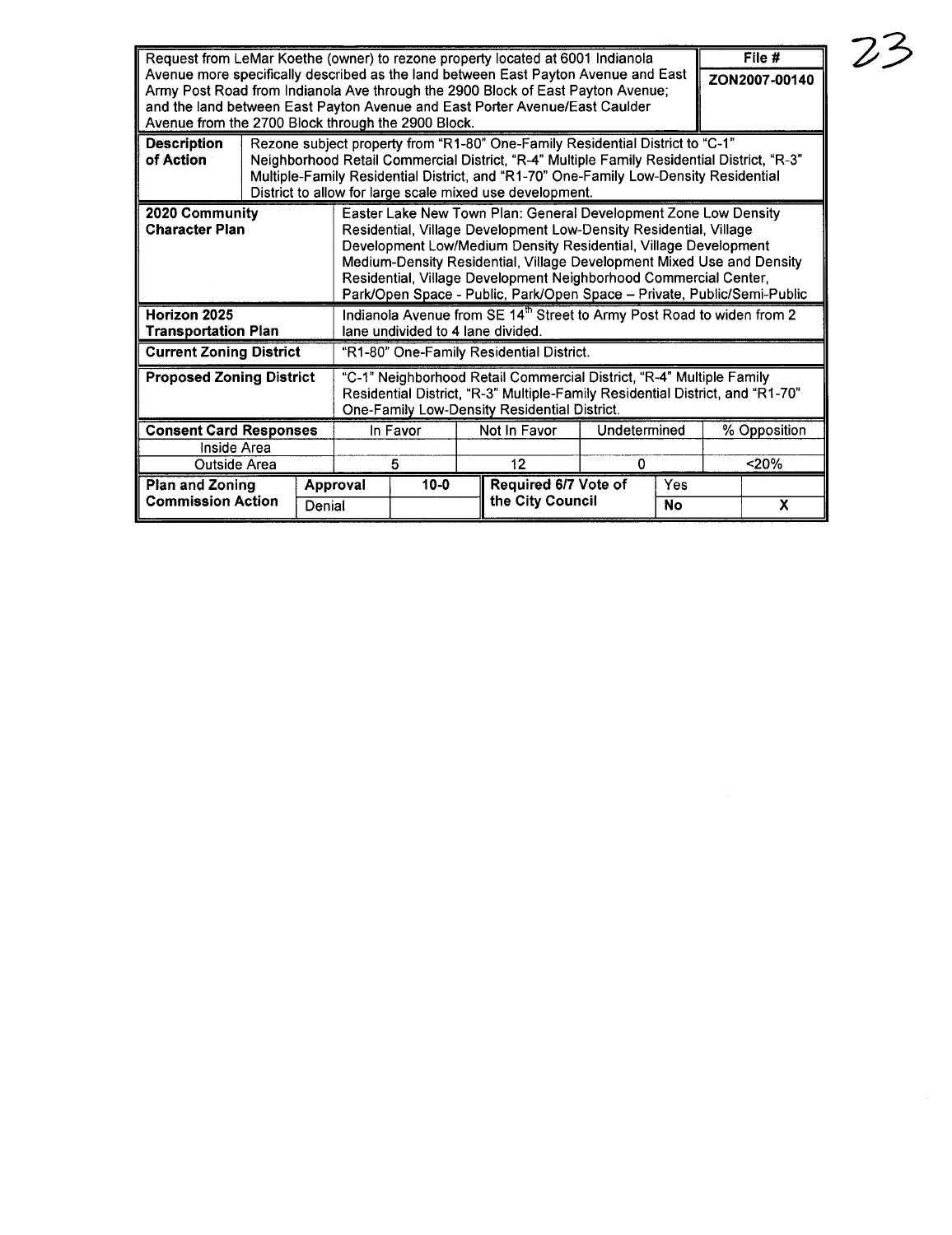23

| Request from LeMar Koethe (owner) to rezone property located at 6001 Indianola Avenue more specifically described as the land between East Payton Avenue and East Army Post Road from Indianola Ave through the 2900 Block of East Payton Avenue; and the land between East Payton Avenue and East Porter Avenue/East Caulder Avenue from the 2700 Block through the 2900 Block. | File # ZON2007-00140 |
|---|---|

| **Description of Action** | Rezone subject property from "R1-80" One-Family Residential District to "C-1" Neighborhood Retail Commercial District, "R-4" Multiple Family Residential District, "R-3" Multiple-Family Residential District, and "R1-70" One-Family Low-Density Residential District to allow for large scale mixed use development. |
|---|---|
| **2020 Community Character Plan** | Easter Lake New Town Plan: General Development Zone Low Density Residential, Village Development Low-Density Residential, Village Development Low/Medium Density Residential, Village Development Medium-Density Residential, Village Development Mixed Use and Density Residential, Village Development Neighborhood Commercial Center, Park/Open Space - Public, Park/Open Space – Private, Public/Semi-Public |
| **Horizon 2025 Transportation Plan** | Indianola Avenue from SE 14th Street to Army Post Road to widen from 2 lane undivided to 4 lane divided. |
| **Current Zoning District** | "R1-80" One-Family Residential District. |
| **Proposed Zoning District** | "C-1" Neighborhood Retail Commercial District, "R-4" Multiple Family Residential District, "R-3" Multiple-Family Residential District, and "R1-70" One-Family Low-Density Residential District. |

| **Consent Card Responses** | In Favor | Not In Favor | Undetermined | % Opposition |
|---|---|---|---|---|
| Inside Area | | | | |
| Outside Area | 5 | 12 | 0 | <20% |

| **Plan and Zoning Commission Action** | Approval | 10-0 | Required 6/7 Vote of the City Council | Yes | |
|---|---|---|---|---|---|
| | Denial | | | No | X |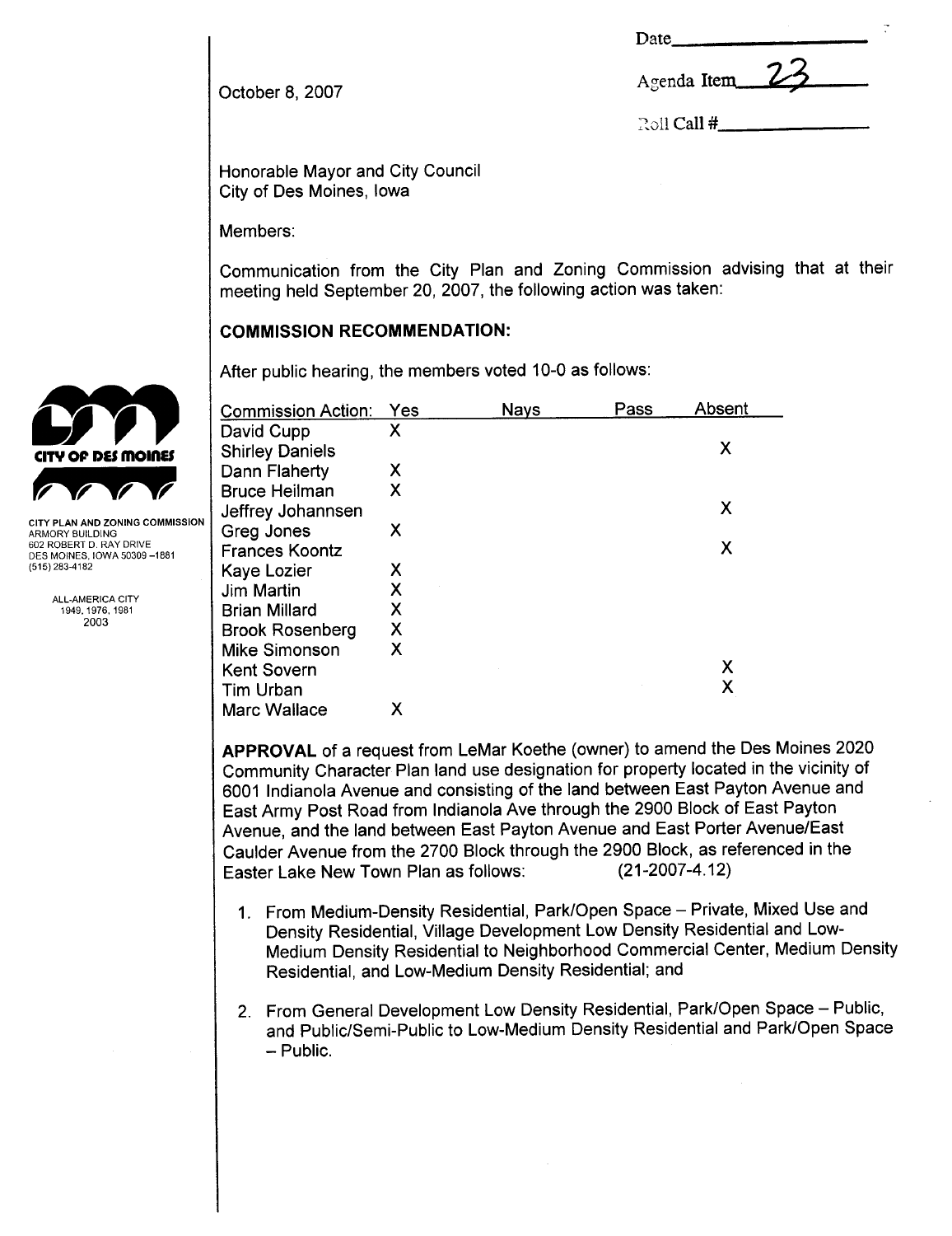October 8, 2007

Date\_\_\_\_\_\_\_\_\_\_

Agenda Item 23

Roll Call #\_\_\_\_\_\_\_\_\_\_

CITY PLAN AND ZONING COMMISSION
ARMORY BUILDING
602 ROBERT D. RAY DRIVE
DES MOINES, IOWA 50309-1881
(515) 283-4182

ALL-AMERICA CITY
1949, 1976, 1981
2003

Honorable Mayor and City Council
City of Des Moines, Iowa

Members:

Communication from the City Plan and Zoning Commission advising that at their meeting held September 20, 2007, the following action was taken:

## COMMISSION RECOMMENDATION:

After public hearing, the members voted 10-0 as follows:

| Commission Action: | Yes | Nays | Pass | Absent |
|---|---|---|---|---|
| David Cupp | X | | | |
| Shirley Daniels | | | | X |
| Dann Flaherty | X | | | |
| Bruce Heilman | X | | | |
| Jeffrey Johannsen | | | | X |
| Greg Jones | X | | | |
| Frances Koontz | | | | X |
| Kaye Lozier | X | | | |
| Jim Martin | X | | | |
| Brian Millard | X | | | |
| Brook Rosenberg | X | | | |
| Mike Simonson | X | | | |
| Kent Sovern | | | | X |
| Tim Urban | | | | X |
| Marc Wallace | X | | | |

**APPROVAL** of a request from LeMar Koethe (owner) to amend the Des Moines 2020 Community Character Plan land use designation for property located in the vicinity of 6001 Indianola Avenue and consisting of the land between East Payton Avenue and East Army Post Road from Indianola Ave through the 2900 Block of East Payton Avenue, and the land between East Payton Avenue and East Porter Avenue/East Caulder Avenue from the 2700 Block through the 2900 Block, as referenced in the Easter Lake New Town Plan as follows: (21-2007-4.12)

1. From Medium-Density Residential, Park/Open Space – Private, Mixed Use and Density Residential, Village Development Low Density Residential and Low-Medium Density Residential to Neighborhood Commercial Center, Medium Density Residential, and Low-Medium Density Residential; and

2. From General Development Low Density Residential, Park/Open Space – Public, and Public/Semi-Public to Low-Medium Density Residential and Park/Open Space – Public.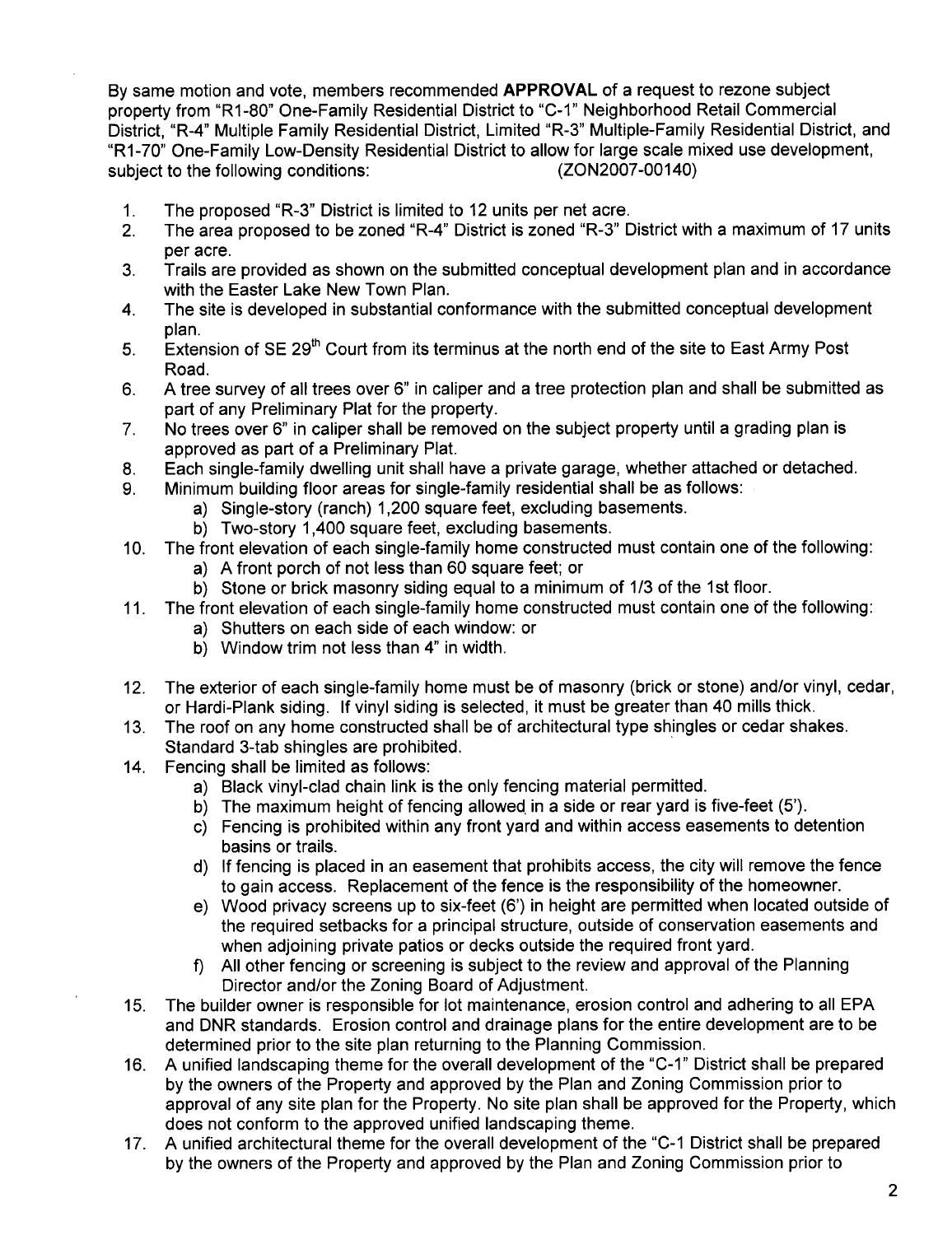By same motion and vote, members recommended **APPROVAL** of a request to rezone subject property from "R1-80" One-Family Residential District to "C-1" Neighborhood Retail Commercial District, "R-4" Multiple Family Residential District, Limited "R-3" Multiple-Family Residential District, and "R1-70" One-Family Low-Density Residential District to allow for large scale mixed use development, subject to the following conditions: (ZON2007-00140)

1. The proposed "R-3" District is limited to 12 units per net acre.
2. The area proposed to be zoned "R-4" District is zoned "R-3" District with a maximum of 17 units per acre.
3. Trails are provided as shown on the submitted conceptual development plan and in accordance with the Easter Lake New Town Plan.
4. The site is developed in substantial conformance with the submitted conceptual development plan.
5. Extension of SE 29th Court from its terminus at the north end of the site to East Army Post Road.
6. A tree survey of all trees over 6" in caliper and a tree protection plan and shall be submitted as part of any Preliminary Plat for the property.
7. No trees over 6" in caliper shall be removed on the subject property until a grading plan is approved as part of a Preliminary Plat.
8. Each single-family dwelling unit shall have a private garage, whether attached or detached.
9. Minimum building floor areas for single-family residential shall be as follows:
   a) Single-story (ranch) 1,200 square feet, excluding basements.
   b) Two-story 1,400 square feet, excluding basements.
10. The front elevation of each single-family home constructed must contain one of the following:
    a) A front porch of not less than 60 square feet; or
    b) Stone or brick masonry siding equal to a minimum of 1/3 of the 1st floor.
11. The front elevation of each single-family home constructed must contain one of the following:
    a) Shutters on each side of each window: or
    b) Window trim not less than 4" in width.
12. The exterior of each single-family home must be of masonry (brick or stone) and/or vinyl, cedar, or Hardi-Plank siding. If vinyl siding is selected, it must be greater than 40 mills thick.
13. The roof on any home constructed shall be of architectural type shingles or cedar shakes. Standard 3-tab shingles are prohibited.
14. Fencing shall be limited as follows:
    a) Black vinyl-clad chain link is the only fencing material permitted.
    b) The maximum height of fencing allowed in a side or rear yard is five-feet (5').
    c) Fencing is prohibited within any front yard and within access easements to detention basins or trails.
    d) If fencing is placed in an easement that prohibits access, the city will remove the fence to gain access. Replacement of the fence is the responsibility of the homeowner.
    e) Wood privacy screens up to six-feet (6') in height are permitted when located outside of the required setbacks for a principal structure, outside of conservation easements and when adjoining private patios or decks outside the required front yard.
    f) All other fencing or screening is subject to the review and approval of the Planning Director and/or the Zoning Board of Adjustment.
15. The builder owner is responsible for lot maintenance, erosion control and adhering to all EPA and DNR standards. Erosion control and drainage plans for the entire development are to be determined prior to the site plan returning to the Planning Commission.
16. A unified landscaping theme for the overall development of the "C-1" District shall be prepared by the owners of the Property and approved by the Plan and Zoning Commission prior to approval of any site plan for the Property. No site plan shall be approved for the Property, which does not conform to the approved unified landscaping theme.
17. A unified architectural theme for the overall development of the "C-1 District shall be prepared by the owners of the Property and approved by the Plan and Zoning Commission prior to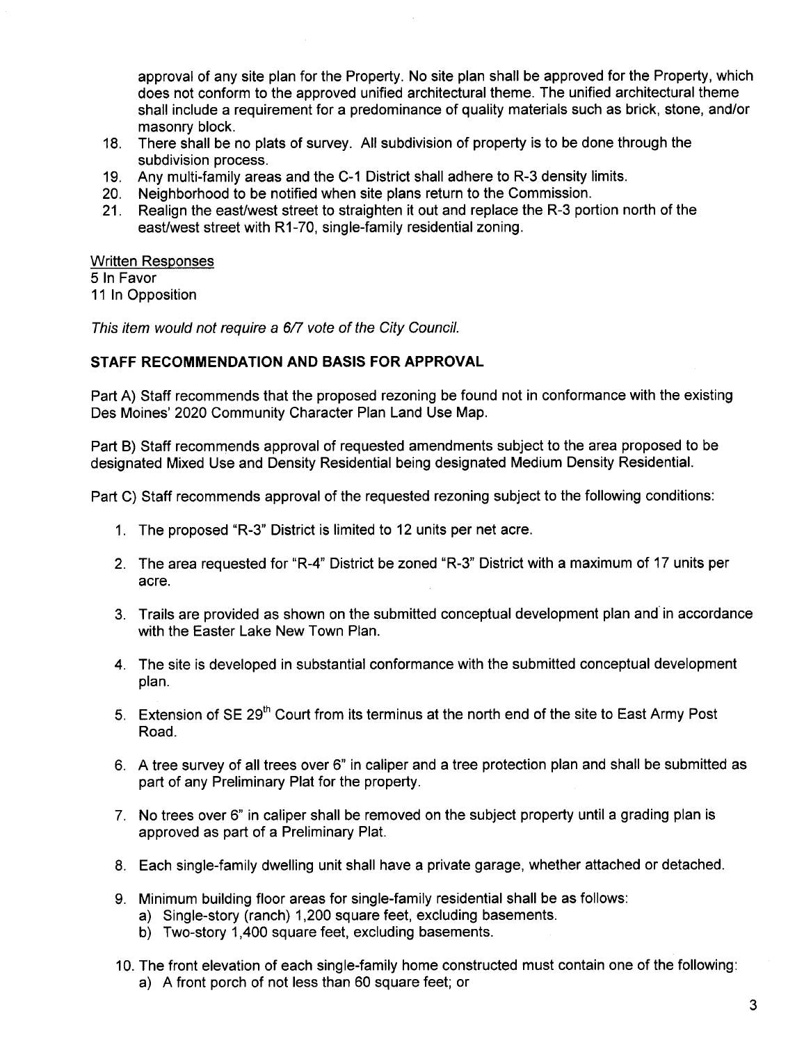approval of any site plan for the Property. No site plan shall be approved for the Property, which does not conform to the approved unified architectural theme. The unified architectural theme shall include a requirement for a predominance of quality materials such as brick, stone, and/or masonry block.

18. There shall be no plats of survey. All subdivision of property is to be done through the subdivision process.
19. Any multi-family areas and the C-1 District shall adhere to R-3 density limits.
20. Neighborhood to be notified when site plans return to the Commission.
21. Realign the east/west street to straighten it out and replace the R-3 portion north of the east/west street with R1-70, single-family residential zoning.

Written Responses
5 In Favor
11 In Opposition

*This item would not require a 6/7 vote of the City Council.*

**STAFF RECOMMENDATION AND BASIS FOR APPROVAL**

Part A) Staff recommends that the proposed rezoning be found not in conformance with the existing Des Moines' 2020 Community Character Plan Land Use Map.

Part B) Staff recommends approval of requested amendments subject to the area proposed to be designated Mixed Use and Density Residential being designated Medium Density Residential.

Part C) Staff recommends approval of the requested rezoning subject to the following conditions:

1. The proposed "R-3" District is limited to 12 units per net acre.

2. The area requested for "R-4" District be zoned "R-3" District with a maximum of 17 units per acre.

3. Trails are provided as shown on the submitted conceptual development plan and in accordance with the Easter Lake New Town Plan.

4. The site is developed in substantial conformance with the submitted conceptual development plan.

5. Extension of SE 29th Court from its terminus at the north end of the site to East Army Post Road.

6. A tree survey of all trees over 6" in caliper and a tree protection plan and shall be submitted as part of any Preliminary Plat for the property.

7. No trees over 6" in caliper shall be removed on the subject property until a grading plan is approved as part of a Preliminary Plat.

8. Each single-family dwelling unit shall have a private garage, whether attached or detached.

9. Minimum building floor areas for single-family residential shall be as follows:
   a) Single-story (ranch) 1,200 square feet, excluding basements.
   b) Two-story 1,400 square feet, excluding basements.

10. The front elevation of each single-family home constructed must contain one of the following:
    a) A front porch of not less than 60 square feet; or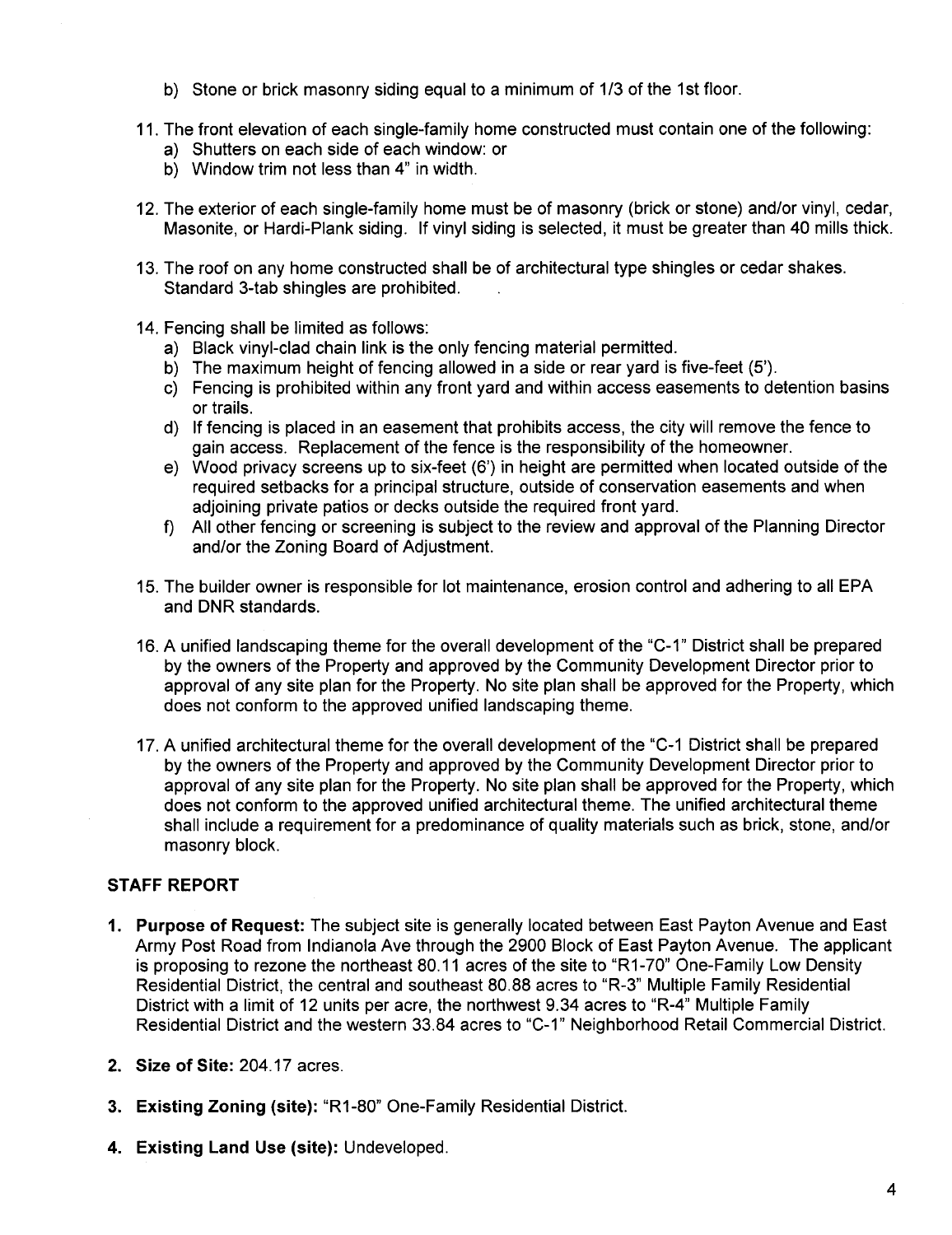b) Stone or brick masonry siding equal to a minimum of 1/3 of the 1st floor.

11. The front elevation of each single-family home constructed must contain one of the following:
    a) Shutters on each side of each window: or
    b) Window trim not less than 4" in width.

12. The exterior of each single-family home must be of masonry (brick or stone) and/or vinyl, cedar, Masonite, or Hardi-Plank siding. If vinyl siding is selected, it must be greater than 40 mills thick.

13. The roof on any home constructed shall be of architectural type shingles or cedar shakes. Standard 3-tab shingles are prohibited.

14. Fencing shall be limited as follows:
    a) Black vinyl-clad chain link is the only fencing material permitted.
    b) The maximum height of fencing allowed in a side or rear yard is five-feet (5').
    c) Fencing is prohibited within any front yard and within access easements to detention basins or trails.
    d) If fencing is placed in an easement that prohibits access, the city will remove the fence to gain access. Replacement of the fence is the responsibility of the homeowner.
    e) Wood privacy screens up to six-feet (6') in height are permitted when located outside of the required setbacks for a principal structure, outside of conservation easements and when adjoining private patios or decks outside the required front yard.
    f) All other fencing or screening is subject to the review and approval of the Planning Director and/or the Zoning Board of Adjustment.

15. The builder owner is responsible for lot maintenance, erosion control and adhering to all EPA and DNR standards.

16. A unified landscaping theme for the overall development of the "C-1" District shall be prepared by the owners of the Property and approved by the Community Development Director prior to approval of any site plan for the Property. No site plan shall be approved for the Property, which does not conform to the approved unified landscaping theme.

17. A unified architectural theme for the overall development of the "C-1 District shall be prepared by the owners of the Property and approved by the Community Development Director prior to approval of any site plan for the Property. No site plan shall be approved for the Property, which does not conform to the approved unified architectural theme. The unified architectural theme shall include a requirement for a predominance of quality materials such as brick, stone, and/or masonry block.

## STAFF REPORT

1. **Purpose of Request:** The subject site is generally located between East Payton Avenue and East Army Post Road from Indianola Ave through the 2900 Block of East Payton Avenue. The applicant is proposing to rezone the northeast 80.11 acres of the site to "R1-70" One-Family Low Density Residential District, the central and southeast 80.88 acres to "R-3" Multiple Family Residential District with a limit of 12 units per acre, the northwest 9.34 acres to "R-4" Multiple Family Residential District and the western 33.84 acres to "C-1" Neighborhood Retail Commercial District.

2. **Size of Site:** 204.17 acres.

3. **Existing Zoning (site):** "R1-80" One-Family Residential District.

4. **Existing Land Use (site):** Undeveloped.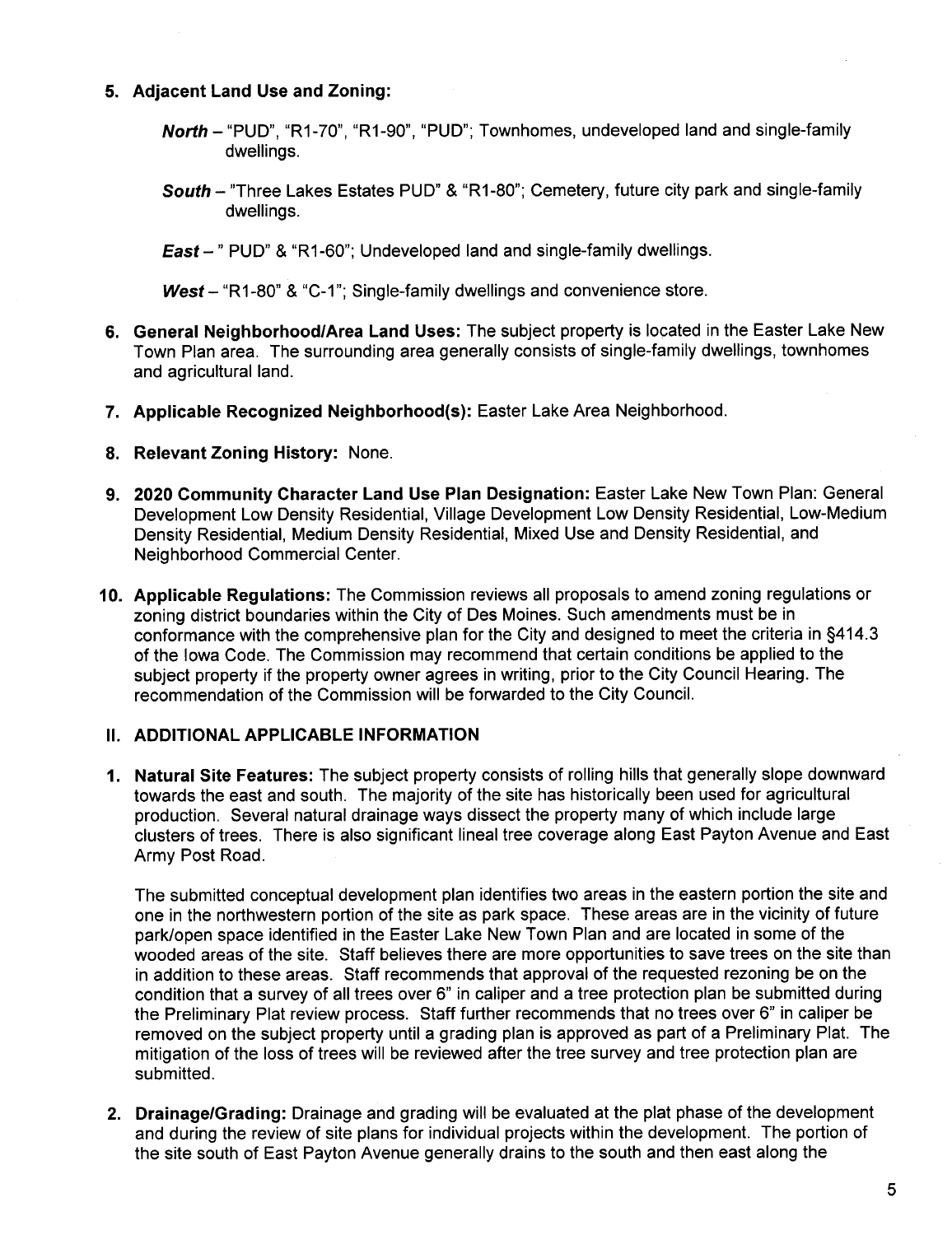5. **Adjacent Land Use and Zoning:**

   ***North*** – "PUD", "R1-70", "R1-90", "PUD"; Townhomes, undeveloped land and single-family dwellings.

   ***South*** – "Three Lakes Estates PUD" & "R1-80"; Cemetery, future city park and single-family dwellings.

   ***East*** – " PUD" & "R1-60"; Undeveloped land and single-family dwellings.

   ***West*** – "R1-80" & "C-1"; Single-family dwellings and convenience store.

6. **General Neighborhood/Area Land Uses:** The subject property is located in the Easter Lake New Town Plan area. The surrounding area generally consists of single-family dwellings, townhomes and agricultural land.

7. **Applicable Recognized Neighborhood(s):** Easter Lake Area Neighborhood.

8. **Relevant Zoning History:** None.

9. **2020 Community Character Land Use Plan Designation:** Easter Lake New Town Plan: General Development Low Density Residential, Village Development Low Density Residential, Low-Medium Density Residential, Medium Density Residential, Mixed Use and Density Residential, and Neighborhood Commercial Center.

10. **Applicable Regulations:** The Commission reviews all proposals to amend zoning regulations or zoning district boundaries within the City of Des Moines. Such amendments must be in conformance with the comprehensive plan for the City and designed to meet the criteria in §414.3 of the Iowa Code. The Commission may recommend that certain conditions be applied to the subject property if the property owner agrees in writing, prior to the City Council Hearing. The recommendation of the Commission will be forwarded to the City Council.

## II. ADDITIONAL APPLICABLE INFORMATION

1. **Natural Site Features:** The subject property consists of rolling hills that generally slope downward towards the east and south. The majority of the site has historically been used for agricultural production. Several natural drainage ways dissect the property many of which include large clusters of trees. There is also significant lineal tree coverage along East Payton Avenue and East Army Post Road.

   The submitted conceptual development plan identifies two areas in the eastern portion the site and one in the northwestern portion of the site as park space. These areas are in the vicinity of future park/open space identified in the Easter Lake New Town Plan and are located in some of the wooded areas of the site. Staff believes there are more opportunities to save trees on the site than in addition to these areas. Staff recommends that approval of the requested rezoning be on the condition that a survey of all trees over 6" in caliper and a tree protection plan be submitted during the Preliminary Plat review process. Staff further recommends that no trees over 6" in caliper be removed on the subject property until a grading plan is approved as part of a Preliminary Plat. The mitigation of the loss of trees will be reviewed after the tree survey and tree protection plan are submitted.

2. **Drainage/Grading:** Drainage and grading will be evaluated at the plat phase of the development and during the review of site plans for individual projects within the development. The portion of the site south of East Payton Avenue generally drains to the south and then east along the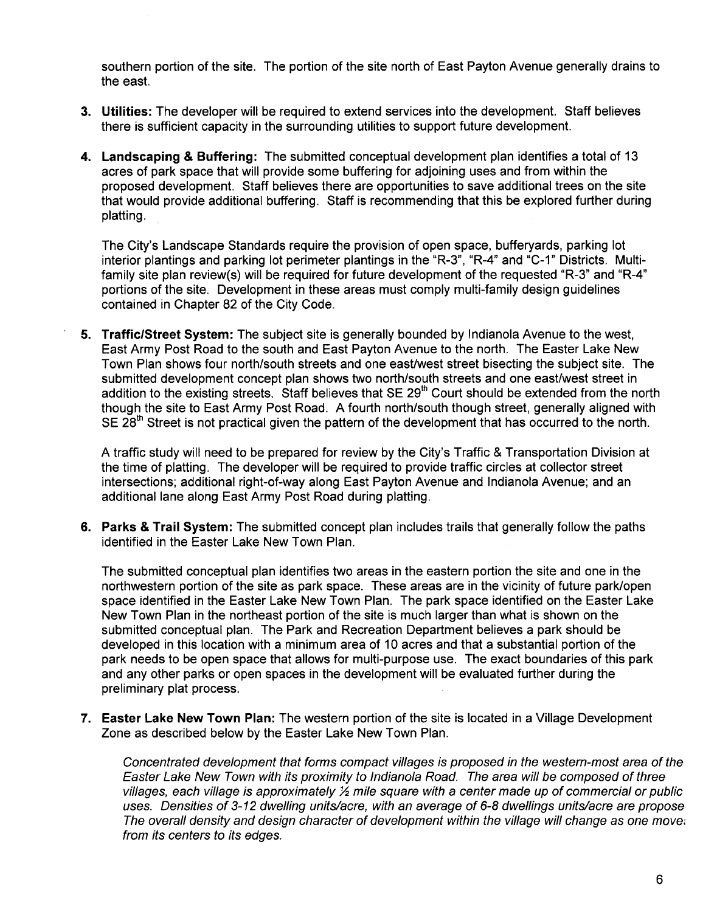southern portion of the site. The portion of the site north of East Payton Avenue generally drains to the east.

3. **Utilities:** The developer will be required to extend services into the development. Staff believes there is sufficient capacity in the surrounding utilities to support future development.

4. **Landscaping & Buffering:** The submitted conceptual development plan identifies a total of 13 acres of park space that will provide some buffering for adjoining uses and from within the proposed development. Staff believes there are opportunities to save additional trees on the site that would provide additional buffering. Staff is recommending that this be explored further during platting.

   The City's Landscape Standards require the provision of open space, bufferyards, parking lot interior plantings and parking lot perimeter plantings in the "R-3", "R-4" and "C-1" Districts. Multi-family site plan review(s) will be required for future development of the requested "R-3" and "R-4" portions of the site. Development in these areas must comply multi-family design guidelines contained in Chapter 82 of the City Code.

5. **Traffic/Street System:** The subject site is generally bounded by Indianola Avenue to the west, East Army Post Road to the south and East Payton Avenue to the north. The Easter Lake New Town Plan shows four north/south streets and one east/west street bisecting the subject site. The submitted development concept plan shows two north/south streets and one east/west street in addition to the existing streets. Staff believes that SE 29th Court should be extended from the north though the site to East Army Post Road. A fourth north/south though street, generally aligned with SE 28th Street is not practical given the pattern of the development that has occurred to the north.

   A traffic study will need to be prepared for review by the City's Traffic & Transportation Division at the time of platting. The developer will be required to provide traffic circles at collector street intersections; additional right-of-way along East Payton Avenue and Indianola Avenue; and an additional lane along East Army Post Road during platting.

6. **Parks & Trail System:** The submitted concept plan includes trails that generally follow the paths identified in the Easter Lake New Town Plan.

   The submitted conceptual plan identifies two areas in the eastern portion the site and one in the northwestern portion of the site as park space. These areas are in the vicinity of future park/open space identified in the Easter Lake New Town Plan. The park space identified on the Easter Lake New Town Plan in the northeast portion of the site is much larger than what is shown on the submitted conceptual plan. The Park and Recreation Department believes a park should be developed in this location with a minimum area of 10 acres and that a substantial portion of the park needs to be open space that allows for multi-purpose use. The exact boundaries of this park and any other parks or open spaces in the development will be evaluated further during the preliminary plat process.

7. **Easter Lake New Town Plan:** The western portion of the site is located in a Village Development Zone as described below by the Easter Lake New Town Plan.

   *Concentrated development that forms compact villages is proposed in the western-most area of the Easter Lake New Town with its proximity to Indianola Road. The area will be composed of three villages, each village is approximately ½ mile square with a center made up of commercial or public uses. Densities of 3-12 dwelling units/acre, with an average of 6-8 dwellings units/acre are propose The overall density and design character of development within the village will change as one move from its centers to its edges.*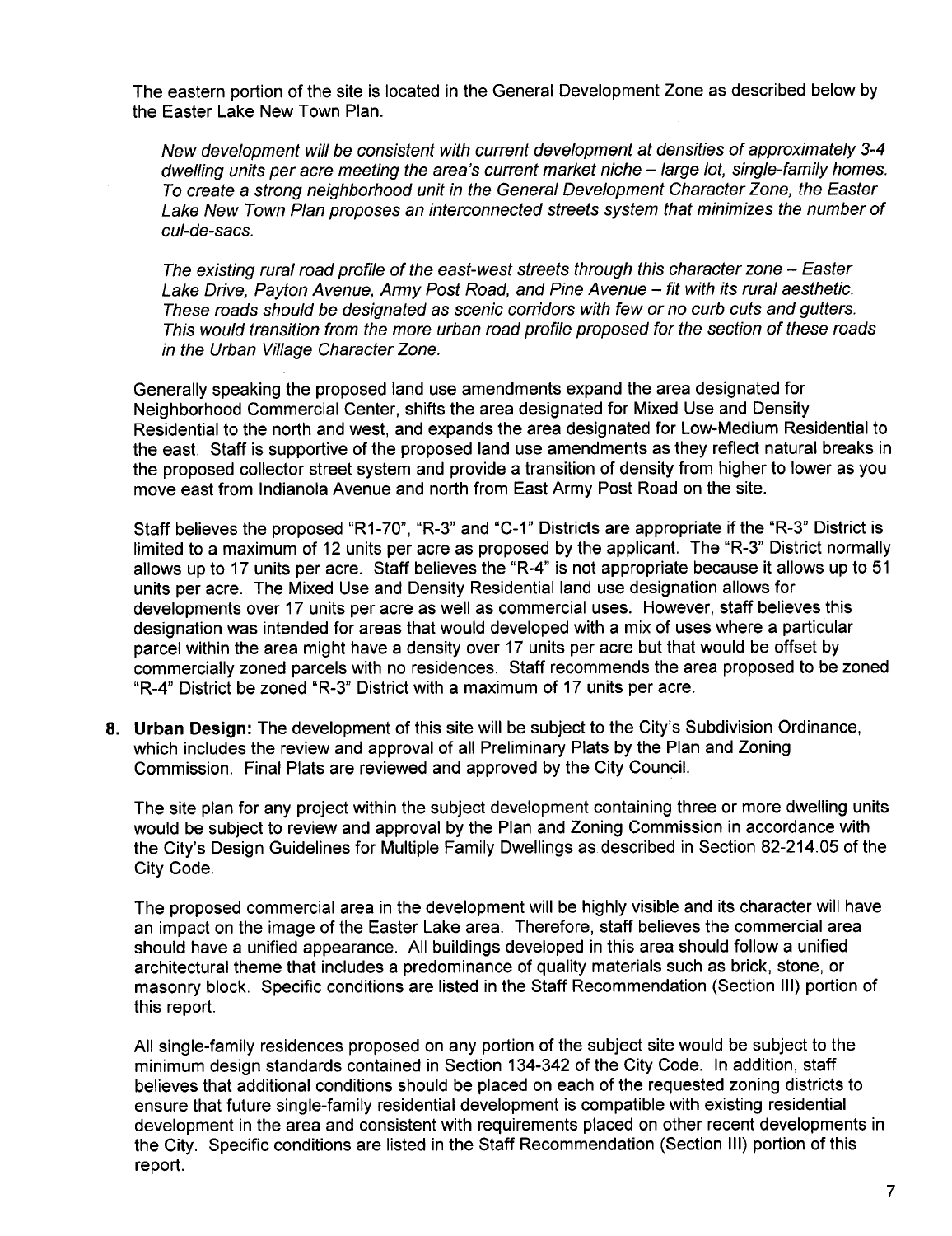The eastern portion of the site is located in the General Development Zone as described below by the Easter Lake New Town Plan.

> *New development will be consistent with current development at densities of approximately 3-4 dwelling units per acre meeting the area's current market niche – large lot, single-family homes. To create a strong neighborhood unit in the General Development Character Zone, the Easter Lake New Town Plan proposes an interconnected streets system that minimizes the number of cul-de-sacs.*
>
> *The existing rural road profile of the east-west streets through this character zone – Easter Lake Drive, Payton Avenue, Army Post Road, and Pine Avenue – fit with its rural aesthetic. These roads should be designated as scenic corridors with few or no curb cuts and gutters. This would transition from the more urban road profile proposed for the section of these roads in the Urban Village Character Zone.*

Generally speaking the proposed land use amendments expand the area designated for Neighborhood Commercial Center, shifts the area designated for Mixed Use and Density Residential to the north and west, and expands the area designated for Low-Medium Residential to the east. Staff is supportive of the proposed land use amendments as they reflect natural breaks in the proposed collector street system and provide a transition of density from higher to lower as you move east from Indianola Avenue and north from East Army Post Road on the site.

Staff believes the proposed "R1-70", "R-3" and "C-1" Districts are appropriate if the "R-3" District is limited to a maximum of 12 units per acre as proposed by the applicant. The "R-3" District normally allows up to 17 units per acre. Staff believes the "R-4" is not appropriate because it allows up to 51 units per acre. The Mixed Use and Density Residential land use designation allows for developments over 17 units per acre as well as commercial uses. However, staff believes this designation was intended for areas that would developed with a mix of uses where a particular parcel within the area might have a density over 17 units per acre but that would be offset by commercially zoned parcels with no residences. Staff recommends the area proposed to be zoned "R-4" District be zoned "R-3" District with a maximum of 17 units per acre.

8. **Urban Design:** The development of this site will be subject to the City's Subdivision Ordinance, which includes the review and approval of all Preliminary Plats by the Plan and Zoning Commission. Final Plats are reviewed and approved by the City Council.

   The site plan for any project within the subject development containing three or more dwelling units would be subject to review and approval by the Plan and Zoning Commission in accordance with the City's Design Guidelines for Multiple Family Dwellings as described in Section 82-214.05 of the City Code.

   The proposed commercial area in the development will be highly visible and its character will have an impact on the image of the Easter Lake area. Therefore, staff believes the commercial area should have a unified appearance. All buildings developed in this area should follow a unified architectural theme that includes a predominance of quality materials such as brick, stone, or masonry block. Specific conditions are listed in the Staff Recommendation (Section III) portion of this report.

   All single-family residences proposed on any portion of the subject site would be subject to the minimum design standards contained in Section 134-342 of the City Code. In addition, staff believes that additional conditions should be placed on each of the requested zoning districts to ensure that future single-family residential development is compatible with existing residential development in the area and consistent with requirements placed on other recent developments in the City. Specific conditions are listed in the Staff Recommendation (Section III) portion of this report.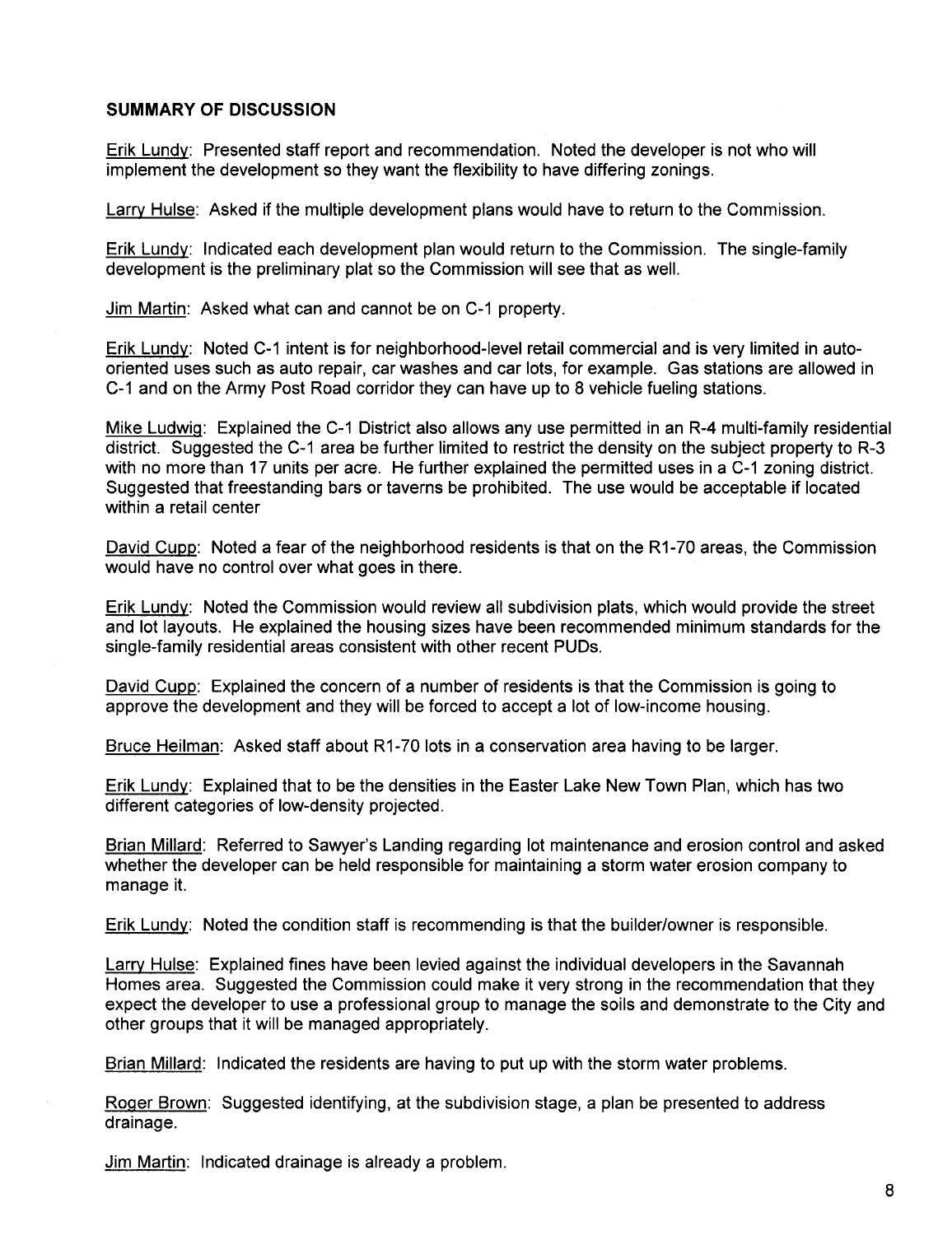**SUMMARY OF DISCUSSION**

Erik Lundy: Presented staff report and recommendation. Noted the developer is not who will implement the development so they want the flexibility to have differing zonings.

Larry Hulse: Asked if the multiple development plans would have to return to the Commission.

Erik Lundy: Indicated each development plan would return to the Commission. The single-family development is the preliminary plat so the Commission will see that as well.

Jim Martin: Asked what can and cannot be on C-1 property.

Erik Lundy: Noted C-1 intent is for neighborhood-level retail commercial and is very limited in auto-oriented uses such as auto repair, car washes and car lots, for example. Gas stations are allowed in C-1 and on the Army Post Road corridor they can have up to 8 vehicle fueling stations.

Mike Ludwig: Explained the C-1 District also allows any use permitted in an R-4 multi-family residential district. Suggested the C-1 area be further limited to restrict the density on the subject property to R-3 with no more than 17 units per acre. He further explained the permitted uses in a C-1 zoning district. Suggested that freestanding bars or taverns be prohibited. The use would be acceptable if located within a retail center

David Cupp: Noted a fear of the neighborhood residents is that on the R1-70 areas, the Commission would have no control over what goes in there.

Erik Lundy: Noted the Commission would review all subdivision plats, which would provide the street and lot layouts. He explained the housing sizes have been recommended minimum standards for the single-family residential areas consistent with other recent PUDs.

David Cupp: Explained the concern of a number of residents is that the Commission is going to approve the development and they will be forced to accept a lot of low-income housing.

Bruce Heilman: Asked staff about R1-70 lots in a conservation area having to be larger.

Erik Lundy: Explained that to be the densities in the Easter Lake New Town Plan, which has two different categories of low-density projected.

Brian Millard: Referred to Sawyer's Landing regarding lot maintenance and erosion control and asked whether the developer can be held responsible for maintaining a storm water erosion company to manage it.

Erik Lundy: Noted the condition staff is recommending is that the builder/owner is responsible.

Larry Hulse: Explained fines have been levied against the individual developers in the Savannah Homes area. Suggested the Commission could make it very strong in the recommendation that they expect the developer to use a professional group to manage the soils and demonstrate to the City and other groups that it will be managed appropriately.

Brian Millard: Indicated the residents are having to put up with the storm water problems.

Roger Brown: Suggested identifying, at the subdivision stage, a plan be presented to address drainage.

Jim Martin: Indicated drainage is already a problem.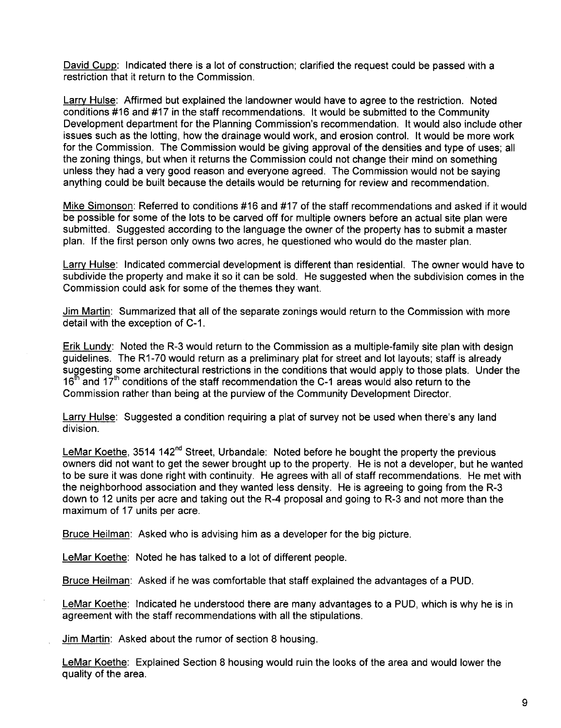<u>David Cupp</u>: Indicated there is a lot of construction; clarified the request could be passed with a restriction that it return to the Commission.

<u>Larry Hulse</u>: Affirmed but explained the landowner would have to agree to the restriction. Noted conditions #16 and #17 in the staff recommendations. It would be submitted to the Community Development department for the Planning Commission's recommendation. It would also include other issues such as the lotting, how the drainage would work, and erosion control. It would be more work for the Commission. The Commission would be giving approval of the densities and type of uses; all the zoning things, but when it returns the Commission could not change their mind on something unless they had a very good reason and everyone agreed. The Commission would not be saying anything could be built because the details would be returning for review and recommendation.

<u>Mike Simonson</u>: Referred to conditions #16 and #17 of the staff recommendations and asked if it would be possible for some of the lots to be carved off for multiple owners before an actual site plan were submitted. Suggested according to the language the owner of the property has to submit a master plan. If the first person only owns two acres, he questioned who would do the master plan.

<u>Larry Hulse</u>: Indicated commercial development is different than residential. The owner would have to subdivide the property and make it so it can be sold. He suggested when the subdivision comes in the Commission could ask for some of the themes they want.

<u>Jim Martin</u>: Summarized that all of the separate zonings would return to the Commission with more detail with the exception of C-1.

<u>Erik Lundy</u>: Noted the R-3 would return to the Commission as a multiple-family site plan with design guidelines. The R1-70 would return as a preliminary plat for street and lot layouts; staff is already suggesting some architectural restrictions in the conditions that would apply to those plats. Under the 16th and 17th conditions of the staff recommendation the C-1 areas would also return to the Commission rather than being at the purview of the Community Development Director.

<u>Larry Hulse</u>: Suggested a condition requiring a plat of survey not be used when there's any land division.

<u>LeMar Koethe</u>, 3514 142nd Street, Urbandale: Noted before he bought the property the previous owners did not want to get the sewer brought up to the property. He is not a developer, but he wanted to be sure it was done right with continuity. He agrees with all of staff recommendations. He met with the neighborhood association and they wanted less density. He is agreeing to going from the R-3 down to 12 units per acre and taking out the R-4 proposal and going to R-3 and not more than the maximum of 17 units per acre.

<u>Bruce Heilman</u>: Asked who is advising him as a developer for the big picture.

<u>LeMar Koethe</u>: Noted he has talked to a lot of different people.

<u>Bruce Heilman</u>: Asked if he was comfortable that staff explained the advantages of a PUD.

<u>LeMar Koethe</u>: Indicated he understood there are many advantages to a PUD, which is why he is in agreement with the staff recommendations with all the stipulations.

<u>Jim Martin</u>: Asked about the rumor of section 8 housing.

<u>LeMar Koethe</u>: Explained Section 8 housing would ruin the looks of the area and would lower the quality of the area.